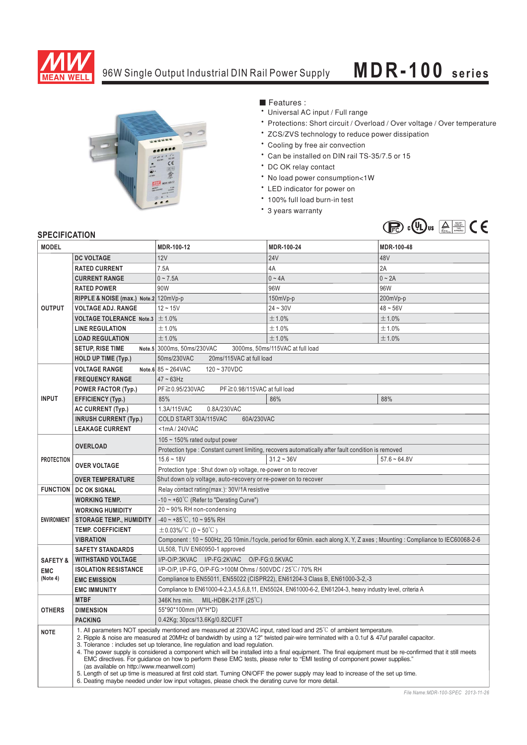# MEAN WELL

## 96W Single Output Industrial DIN Rail Power Supply — MDR-100 series

■ Features :

- Universal AC input / Full range
- Protections: Short circuit / Overload / Over voltage / Over temperature
- ZCS/ZVS technology to reduce power dissipation
- Cooling by free air convection
- Can be installed on DIN rail TS-35/7.5 or 15
- DC OK relay contact
- No load power consumption<1W
- LED indicator for power on
- 100% full load burn-in test
- 3 years warranty

## SPECIFICATION

| MODEL | | MDR-100-12 | MDR-100-24 | MDR-100-48 |
|---|---|---|---|---|
| OUTPUT | DC VOLTAGE | 12V | 24V | 48V |
| | RATED CURRENT | 7.5A | 4A | 2A |
| | CURRENT RANGE | 0 ~ 7.5A | 0 ~ 4A | 0 ~ 2A |
| | RATED POWER | 90W | 96W | 96W |
| | RIPPLE & NOISE (max.) Note.2 | 120mVp-p | 150mVp-p | 200mVp-p |
| | VOLTAGE ADJ. RANGE | 12 ~ 15V | 24 ~ 30V | 48 ~ 56V |
| | VOLTAGE TOLERANCE Note.3 | ±1.0% | ±1.0% | ±1.0% |
| | LINE REGULATION | ±1.0% | ±1.0% | ±1.0% |
| | LOAD REGULATION | ±1.0% | ±1.0% | ±1.0% |
| | SETUP, RISE TIME Note.5 | 3000ms, 50ms/230VAC 3000ms, 50ms/115VAC at full load | | |
| | HOLD UP TIME (Typ.) | 50ms/230VAC 20ms/115VAC at full load | | |
| INPUT | VOLTAGE RANGE Note.6 | 85 ~ 264VAC 120 ~ 370VDC | | |
| | FREQUENCY RANGE | 47 ~ 63Hz | | |
| | POWER FACTOR (Typ.) | PF≧0.95/230VAC PF≧0.98/115VAC at full load | | |
| | EFFICIENCY (Typ.) | 85% | 86% | 88% |
| | AC CURRENT (Typ.) | 1.3A/115VAC 0.8A/230VAC | | |
| | INRUSH CURRENT (Typ.) | COLD START 30A/115VAC 60A/230VAC | | |
| | LEAKAGE CURRENT | <1mA / 240VAC | | |
| PROTECTION | OVERLOAD | 105 ~ 150% rated output power | | |
| | | Protection type : Constant current limiting, recovers automatically after fault condition is removed | | |
| | OVER VOLTAGE | 15.6 ~ 18V | 31.2 ~ 36V | 57.6 ~ 64.8V |
| | | Protection type : Shut down o/p voltage, re-power on to recover | | |
| | OVER TEMPERATURE | Shut down o/p voltage, auto-recovery or re-power on to recover | | |
| FUNCTION | DC OK SIGNAL | Relay contact rating(max.): 30V/1A resistive | | |
| ENVIRONMENT | WORKING TEMP. | -10 ~ +60℃ (Refer to "Derating Curve") | | |
| | WORKING HUMIDITY | 20 ~ 90% RH non-condensing | | |
| | STORAGE TEMP., HUMIDITY | -40 ~ +85℃, 10 ~ 95% RH | | |
| | TEMP. COEFFICIENT | ±0.03%/℃ (0 ~ 50℃) | | |
| | VIBRATION | Component : 10 ~ 500Hz, 2G 10min./1cycle, period for 60min. each along X, Y, Z axes ; Mounting : Compliance to IEC60068-2-6 | | |
| SAFETY & EMC (Note 4) | SAFETY STANDARDS | UL508, TUV EN60950-1 approved | | |
| | WITHSTAND VOLTAGE | I/P-O/P:3KVAC I/P-FG:2KVAC O/P-FG:0.5KVAC | | |
| | ISOLATION RESISTANCE | I/P-O/P, I/P-FG, O/P-FG:>100M Ohms / 500VDC / 25℃/ 70% RH | | |
| | EMC EMISSION | Compliance to EN55011, EN55022 (CISPR22), EN61204-3 Class B, EN61000-3-2,-3 | | |
| | EMC IMMUNITY | Compliance to EN61000-4-2,3,4,5,6,8,11, EN55024, EN61000-6-2, EN61204-3, heavy industry level, criteria A | | |
| OTHERS | MTBF | 346K hrs min. MIL-HDBK-217F (25℃) | | |
| | DIMENSION | 55*90*100mm (W*H*D) | | |
| | PACKING | 0.42Kg; 30pcs/13.6Kg/0.82CUFT | | |

**NOTE**

1. All parameters NOT specially mentioned are measured at 230VAC input, rated load and 25℃ of ambient temperature.
2. Ripple & noise are measured at 20MHz of bandwidth by using a 12" twisted pair-wire terminated with a 0.1uf & 47uf parallel capacitor.
3. Tolerance : includes set up tolerance, line regulation and load regulation.
4. The power supply is considered a component which will be installed into a final equipment. The final equipment must be re-confirmed that it still meets EMC directives. For guidance on how to perform these EMC tests, please refer to "EMI testing of component power supplies." (as available on http://www.meanwell.com)
5. Length of set up time is measured at first cold start. Turning ON/OFF the power supply may lead to increase of the set up time.
6. Deating maybe needed under low input voltages, please check the derating curve for more detail.

*File Name:MDR-100-SPEC 2013-11-26*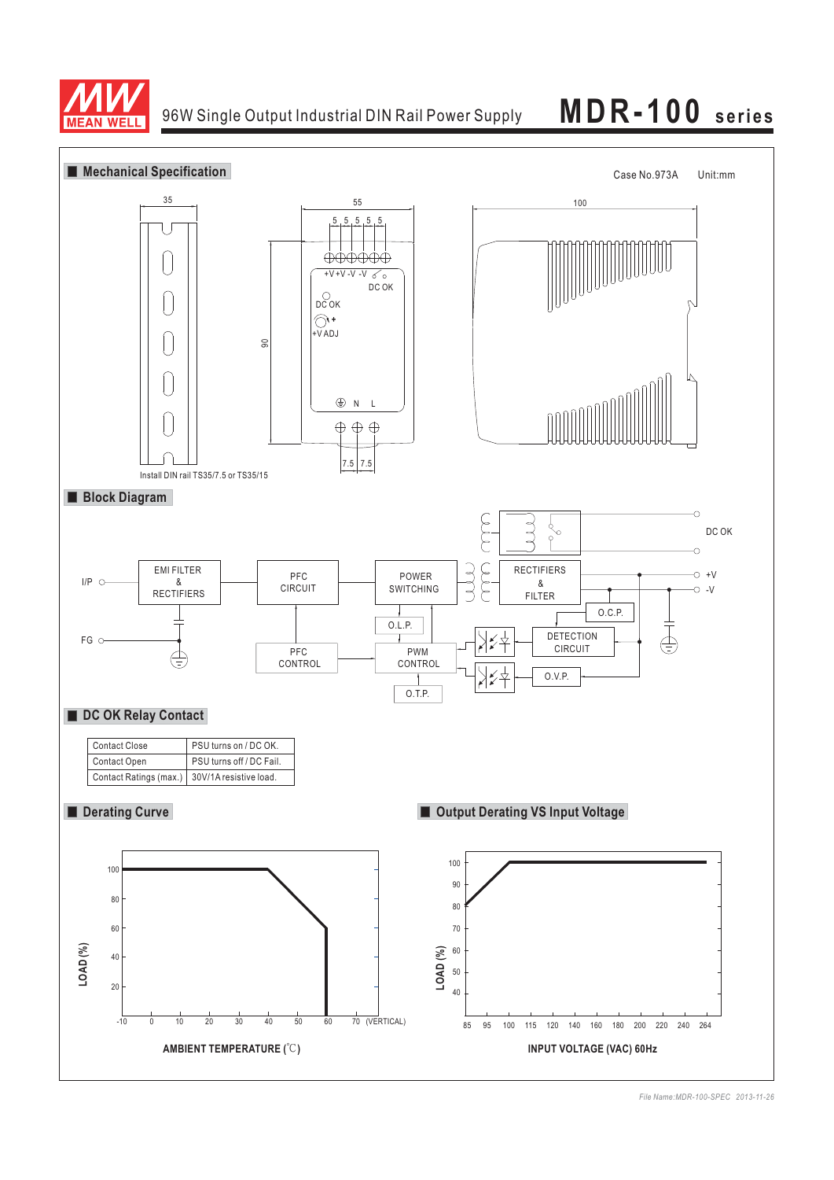96W Single Output Industrial DIN Rail Power Supply

# MDR-100 series

## Mechanical Specification

Case No.973A Unit:mm

35

55

5 5 5 5 5

+V +V -V -V

DC OK

DC OK

+V ADJ

N L

90

7.5 7.5

100

Install DIN rail TS35/7.5 or TS35/15

## Block Diagram

I/P

FG

EMI FILTER & RECTIFIERS

PFC CIRCUIT

POWER SWITCHING

RECTIFIERS & FILTER

DC OK

+V

-V

O.C.P.

O.L.P.

DETECTION CIRCUIT

PFC CONTROL

PWM CONTROL

O.V.P.

O.T.P.

## DC OK Relay Contact

| | |
|---|---|
| Contact Close | PSU turns on / DC OK. |
| Contact Open | PSU turns off / DC Fail. |
| Contact Ratings (max.) | 30V/1A resistive load. |

## Derating Curve

LOAD (%)

100

80

60

40

20

-10 0 10 20 30 40 50 60 70 (VERTICAL)

AMBIENT TEMPERATURE (℃)

## Output Derating VS Input Voltage

LOAD (%)

100

90

80

70

60

50

40

85 95 100 115 120 140 160 180 200 220 240 264

INPUT VOLTAGE (VAC) 60Hz

File Name:MDR-100-SPEC 2013-11-26